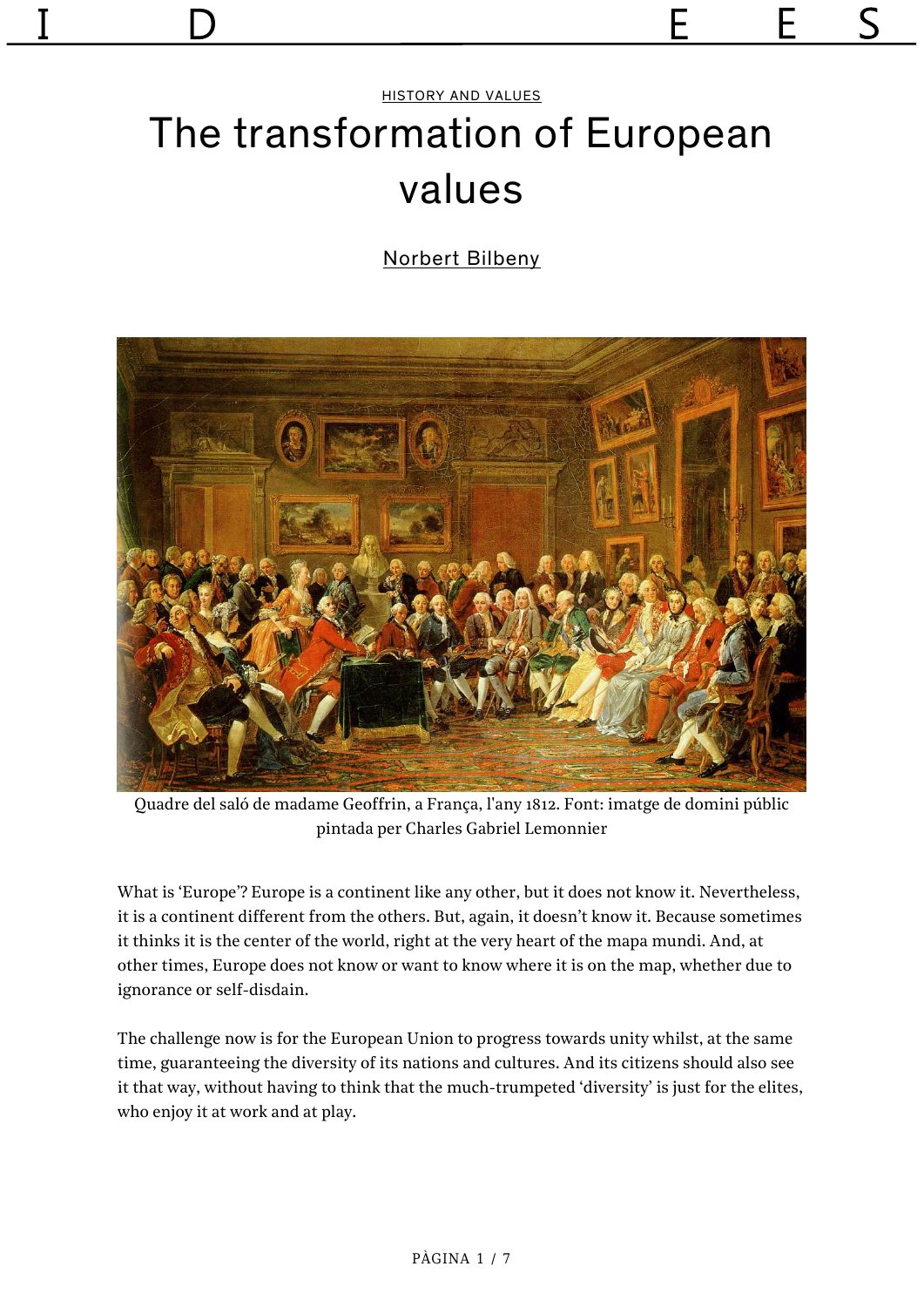HISTORY AND VALUES

# The transformation of European values

Norbert Bilbeny

Quadre del saló de madame Geoffrin, a França, l'any 1812. Font: imatge de domini públic pintada per Charles Gabriel Lemonnier

What is 'Europe'? Europe is a continent like any other, but it does not know it. Nevertheless, it is a continent different from the others. But, again, it doesn't know it. Because sometimes it thinks it is the center of the world, right at the very heart of the mapa mundi. And, at other times, Europe does not know or want to know where it is on the map, whether due to ignorance or self-disdain.

The challenge now is for the European Union to progress towards unity whilst, at the same time, guaranteeing the diversity of its nations and cultures. And its citizens should also see it that way, without having to think that the much-trumpeted 'diversity' is just for the elites, who enjoy it at work and at play.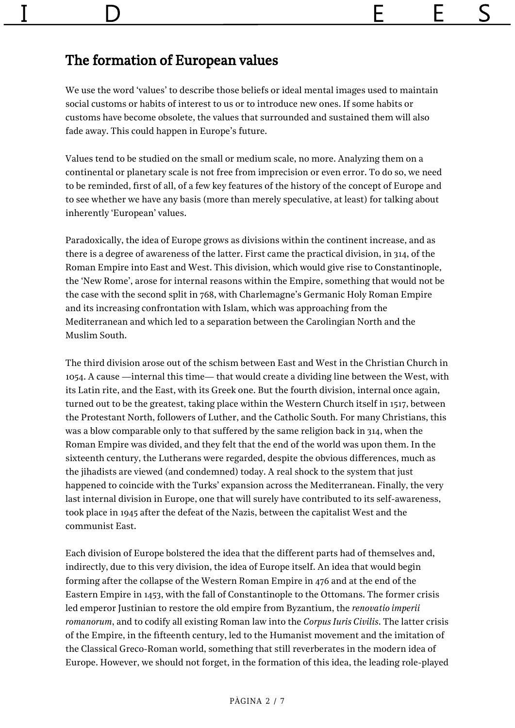## The formation of European values

We use the word 'values' to describe those beliefs or ideal mental images used to maintain social customs or habits of interest to us or to introduce new ones. If some habits or customs have become obsolete, the values that surrounded and sustained them will also fade away. This could happen in Europe's future.

Values tend to be studied on the small or medium scale, no more. Analyzing them on a continental or planetary scale is not free from imprecision or even error. To do so, we need to be reminded, first of all, of a few key features of the history of the concept of Europe and to see whether we have any basis (more than merely speculative, at least) for talking about inherently 'European' values.

Paradoxically, the idea of Europe grows as divisions within the continent increase, and as there is a degree of awareness of the latter. First came the practical division, in 314, of the Roman Empire into East and West. This division, which would give rise to Constantinople, the 'New Rome', arose for internal reasons within the Empire, something that would not be the case with the second split in 768, with Charlemagne's Germanic Holy Roman Empire and its increasing confrontation with Islam, which was approaching from the Mediterranean and which led to a separation between the Carolingian North and the Muslim South.

The third division arose out of the schism between East and West in the Christian Church in 1054. A cause —internal this time— that would create a dividing line between the West, with its Latin rite, and the East, with its Greek one. But the fourth division, internal once again, turned out to be the greatest, taking place within the Western Church itself in 1517, between the Protestant North, followers of Luther, and the Catholic South. For many Christians, this was a blow comparable only to that suffered by the same religion back in 314, when the Roman Empire was divided, and they felt that the end of the world was upon them. In the sixteenth century, the Lutherans were regarded, despite the obvious differences, much as the jihadists are viewed (and condemned) today. A real shock to the system that just happened to coincide with the Turks' expansion across the Mediterranean. Finally, the very last internal division in Europe, one that will surely have contributed to its self-awareness, took place in 1945 after the defeat of the Nazis, between the capitalist West and the communist East.

Each division of Europe bolstered the idea that the different parts had of themselves and, indirectly, due to this very division, the idea of Europe itself. An idea that would begin forming after the collapse of the Western Roman Empire in 476 and at the end of the Eastern Empire in 1453, with the fall of Constantinople to the Ottomans. The former crisis led emperor Justinian to restore the old empire from Byzantium, the *renovatio imperii romanorum*, and to codify all existing Roman law into the *Corpus Iuris Civilis*. The latter crisis of the Empire, in the fifteenth century, led to the Humanist movement and the imitation of the Classical Greco-Roman world, something that still reverberates in the modern idea of Europe. However, we should not forget, in the formation of this idea, the leading role-played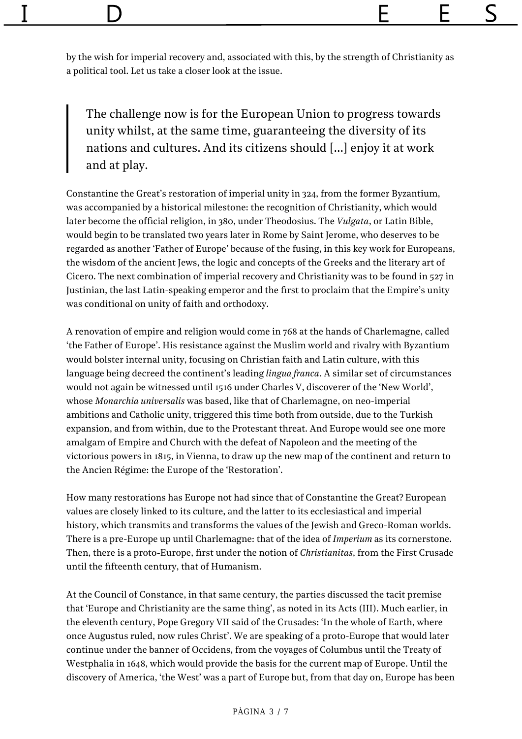by the wish for imperial recovery and, associated with this, by the strength of Christianity as a political tool. Let us take a closer look at the issue.

> The challenge now is for the European Union to progress towards unity whilst, at the same time, guaranteeing the diversity of its nations and cultures. And its citizens should […] enjoy it at work and at play.

Constantine the Great's restoration of imperial unity in 324, from the former Byzantium, was accompanied by a historical milestone: the recognition of Christianity, which would later become the official religion, in 380, under Theodosius. The *Vulgata*, or Latin Bible, would begin to be translated two years later in Rome by Saint Jerome, who deserves to be regarded as another 'Father of Europe' because of the fusing, in this key work for Europeans, the wisdom of the ancient Jews, the logic and concepts of the Greeks and the literary art of Cicero. The next combination of imperial recovery and Christianity was to be found in 527 in Justinian, the last Latin-speaking emperor and the first to proclaim that the Empire's unity was conditional on unity of faith and orthodoxy.

A renovation of empire and religion would come in 768 at the hands of Charlemagne, called 'the Father of Europe'. His resistance against the Muslim world and rivalry with Byzantium would bolster internal unity, focusing on Christian faith and Latin culture, with this language being decreed the continent's leading *lingua franca*. A similar set of circumstances would not again be witnessed until 1516 under Charles V, discoverer of the 'New World', whose *Monarchia universalis* was based, like that of Charlemagne, on neo-imperial ambitions and Catholic unity, triggered this time both from outside, due to the Turkish expansion, and from within, due to the Protestant threat. And Europe would see one more amalgam of Empire and Church with the defeat of Napoleon and the meeting of the victorious powers in 1815, in Vienna, to draw up the new map of the continent and return to the Ancien Régime: the Europe of the 'Restoration'.

How many restorations has Europe not had since that of Constantine the Great? European values are closely linked to its culture, and the latter to its ecclesiastical and imperial history, which transmits and transforms the values of the Jewish and Greco-Roman worlds. There is a pre-Europe up until Charlemagne: that of the idea of *Imperium* as its cornerstone. Then, there is a proto-Europe, first under the notion of *Christianitas*, from the First Crusade until the fifteenth century, that of Humanism.

At the Council of Constance, in that same century, the parties discussed the tacit premise that 'Europe and Christianity are the same thing', as noted in its Acts (III). Much earlier, in the eleventh century, Pope Gregory VII said of the Crusades: 'In the whole of Earth, where once Augustus ruled, now rules Christ'. We are speaking of a proto-Europe that would later continue under the banner of Occidens, from the voyages of Columbus until the Treaty of Westphalia in 1648, which would provide the basis for the current map of Europe. Until the discovery of America, 'the West' was a part of Europe but, from that day on, Europe has been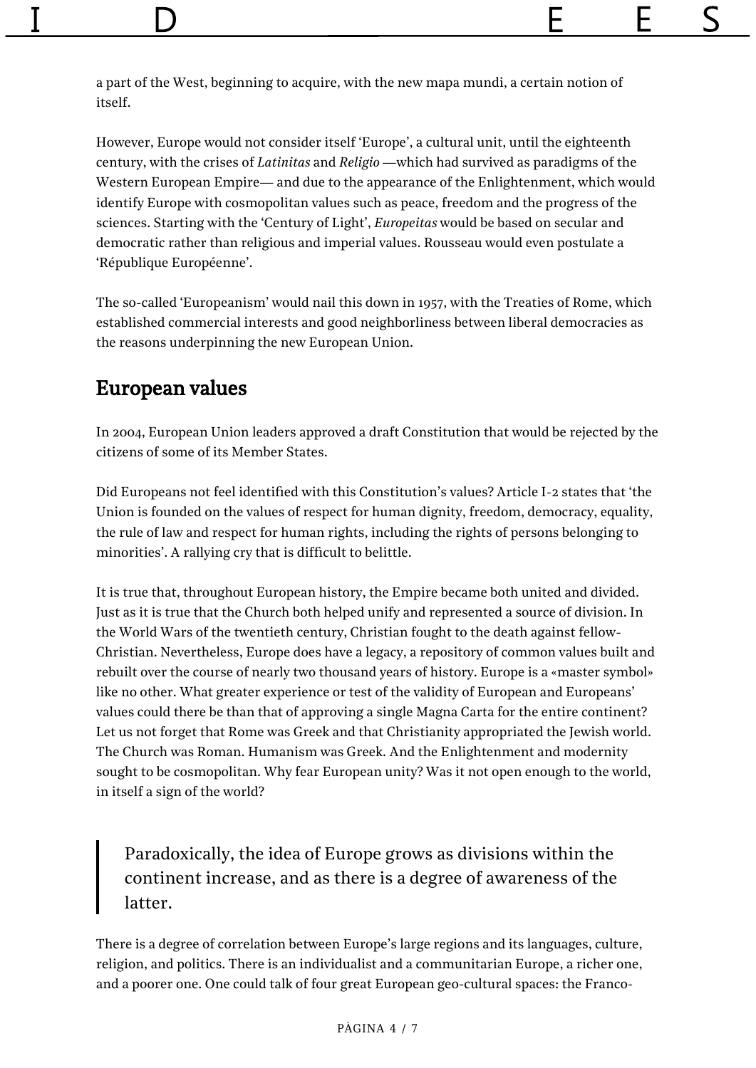a part of the West, beginning to acquire, with the new mapa mundi, a certain notion of itself.

However, Europe would not consider itself 'Europe', a cultural unit, until the eighteenth century, with the crises of *Latinitas* and *Religio* —which had survived as paradigms of the Western European Empire— and due to the appearance of the Enlightenment, which would identify Europe with cosmopolitan values such as peace, freedom and the progress of the sciences. Starting with the 'Century of Light', *Europeitas* would be based on secular and democratic rather than religious and imperial values. Rousseau would even postulate a 'République Européenne'.

The so-called 'Europeanism' would nail this down in 1957, with the Treaties of Rome, which established commercial interests and good neighborliness between liberal democracies as the reasons underpinning the new European Union.

## European values

In 2004, European Union leaders approved a draft Constitution that would be rejected by the citizens of some of its Member States.

Did Europeans not feel identified with this Constitution's values? Article I-2 states that 'the Union is founded on the values of respect for human dignity, freedom, democracy, equality, the rule of law and respect for human rights, including the rights of persons belonging to minorities'. A rallying cry that is difficult to belittle.

It is true that, throughout European history, the Empire became both united and divided. Just as it is true that the Church both helped unify and represented a source of division. In the World Wars of the twentieth century, Christian fought to the death against fellow-Christian. Nevertheless, Europe does have a legacy, a repository of common values built and rebuilt over the course of nearly two thousand years of history. Europe is a «master symbol» like no other. What greater experience or test of the validity of European and Europeans' values could there be than that of approving a single Magna Carta for the entire continent? Let us not forget that Rome was Greek and that Christianity appropriated the Jewish world. The Church was Roman. Humanism was Greek. And the Enlightenment and modernity sought to be cosmopolitan. Why fear European unity? Was it not open enough to the world, in itself a sign of the world?

> Paradoxically, the idea of Europe grows as divisions within the continent increase, and as there is a degree of awareness of the latter.

There is a degree of correlation between Europe's large regions and its languages, culture, religion, and politics. There is an individualist and a communitarian Europe, a richer one, and a poorer one. One could talk of four great European geo-cultural spaces: the Franco-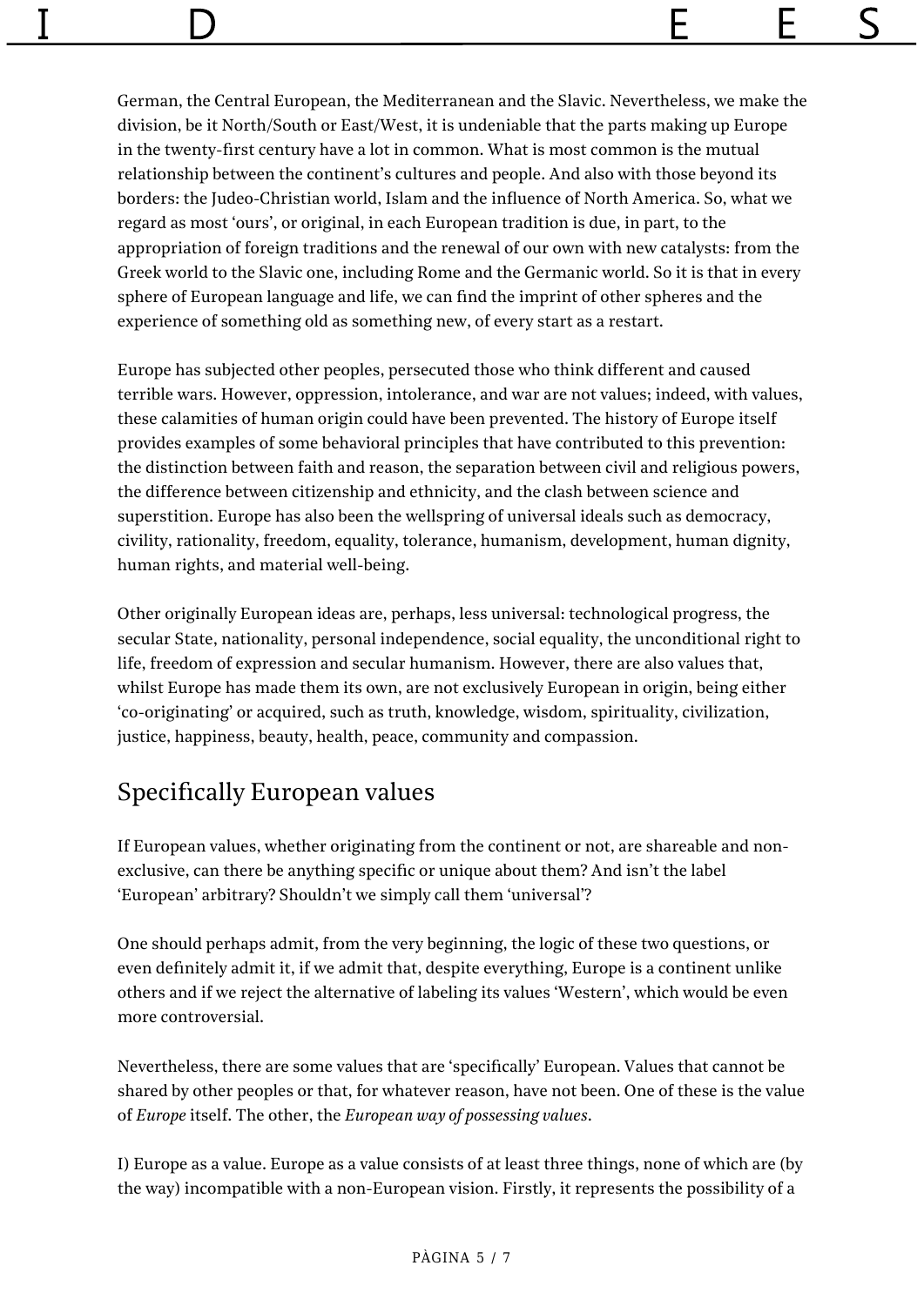German, the Central European, the Mediterranean and the Slavic. Nevertheless, we make the division, be it North/South or East/West, it is undeniable that the parts making up Europe in the twenty-first century have a lot in common. What is most common is the mutual relationship between the continent's cultures and people. And also with those beyond its borders: the Judeo-Christian world, Islam and the influence of North America. So, what we regard as most 'ours', or original, in each European tradition is due, in part, to the appropriation of foreign traditions and the renewal of our own with new catalysts: from the Greek world to the Slavic one, including Rome and the Germanic world. So it is that in every sphere of European language and life, we can find the imprint of other spheres and the experience of something old as something new, of every start as a restart.

Europe has subjected other peoples, persecuted those who think different and caused terrible wars. However, oppression, intolerance, and war are not values; indeed, with values, these calamities of human origin could have been prevented. The history of Europe itself provides examples of some behavioral principles that have contributed to this prevention: the distinction between faith and reason, the separation between civil and religious powers, the difference between citizenship and ethnicity, and the clash between science and superstition. Europe has also been the wellspring of universal ideals such as democracy, civility, rationality, freedom, equality, tolerance, humanism, development, human dignity, human rights, and material well-being.

Other originally European ideas are, perhaps, less universal: technological progress, the secular State, nationality, personal independence, social equality, the unconditional right to life, freedom of expression and secular humanism. However, there are also values that, whilst Europe has made them its own, are not exclusively European in origin, being either 'co-originating' or acquired, such as truth, knowledge, wisdom, spirituality, civilization, justice, happiness, beauty, health, peace, community and compassion.

## Specifically European values

If European values, whether originating from the continent or not, are shareable and non-exclusive, can there be anything specific or unique about them? And isn't the label 'European' arbitrary? Shouldn't we simply call them 'universal'?

One should perhaps admit, from the very beginning, the logic of these two questions, or even definitely admit it, if we admit that, despite everything, Europe is a continent unlike others and if we reject the alternative of labeling its values 'Western', which would be even more controversial.

Nevertheless, there are some values that are 'specifically' European. Values that cannot be shared by other peoples or that, for whatever reason, have not been. One of these is the value of *Europe* itself. The other, the *European way of possessing values*.

I) Europe as a value. Europe as a value consists of at least three things, none of which are (by the way) incompatible with a non-European vision. Firstly, it represents the possibility of a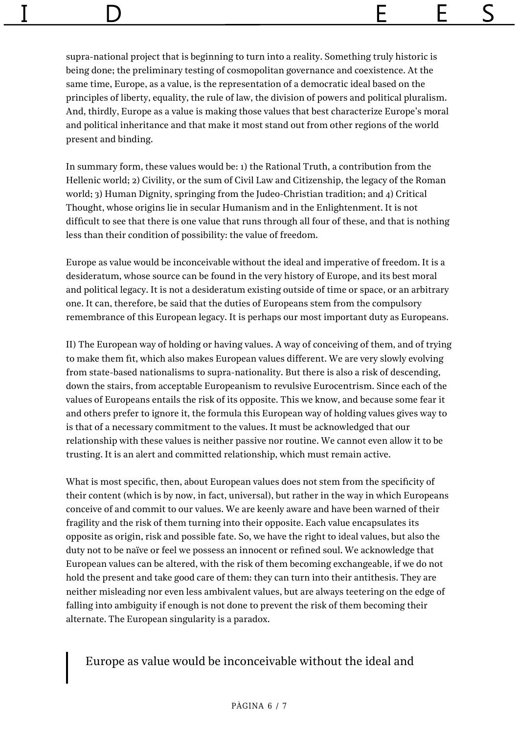supra-national project that is beginning to turn into a reality. Something truly historic is being done; the preliminary testing of cosmopolitan governance and coexistence. At the same time, Europe, as a value, is the representation of a democratic ideal based on the principles of liberty, equality, the rule of law, the division of powers and political pluralism. And, thirdly, Europe as a value is making those values that best characterize Europe's moral and political inheritance and that make it most stand out from other regions of the world present and binding.

In summary form, these values would be: 1) the Rational Truth, a contribution from the Hellenic world; 2) Civility, or the sum of Civil Law and Citizenship, the legacy of the Roman world; 3) Human Dignity, springing from the Judeo-Christian tradition; and 4) Critical Thought, whose origins lie in secular Humanism and in the Enlightenment. It is not difficult to see that there is one value that runs through all four of these, and that is nothing less than their condition of possibility: the value of freedom.

Europe as value would be inconceivable without the ideal and imperative of freedom. It is a desideratum, whose source can be found in the very history of Europe, and its best moral and political legacy. It is not a desideratum existing outside of time or space, or an arbitrary one. It can, therefore, be said that the duties of Europeans stem from the compulsory remembrance of this European legacy. It is perhaps our most important duty as Europeans.

II) The European way of holding or having values. A way of conceiving of them, and of trying to make them fit, which also makes European values different. We are very slowly evolving from state-based nationalisms to supra-nationality. But there is also a risk of descending, down the stairs, from acceptable Europeanism to revulsive Eurocentrism. Since each of the values of Europeans entails the risk of its opposite. This we know, and because some fear it and others prefer to ignore it, the formula this European way of holding values gives way to is that of a necessary commitment to the values. It must be acknowledged that our relationship with these values is neither passive nor routine. We cannot even allow it to be trusting. It is an alert and committed relationship, which must remain active.

What is most specific, then, about European values does not stem from the specificity of their content (which is by now, in fact, universal), but rather in the way in which Europeans conceive of and commit to our values. We are keenly aware and have been warned of their fragility and the risk of them turning into their opposite. Each value encapsulates its opposite as origin, risk and possible fate. So, we have the right to ideal values, but also the duty not to be naïve or feel we possess an innocent or refined soul. We acknowledge that European values can be altered, with the risk of them becoming exchangeable, if we do not hold the present and take good care of them: they can turn into their antithesis. They are neither misleading nor even less ambivalent values, but are always teetering on the edge of falling into ambiguity if enough is not done to prevent the risk of them becoming their alternate. The European singularity is a paradox.

> Europe as value would be inconceivable without the ideal and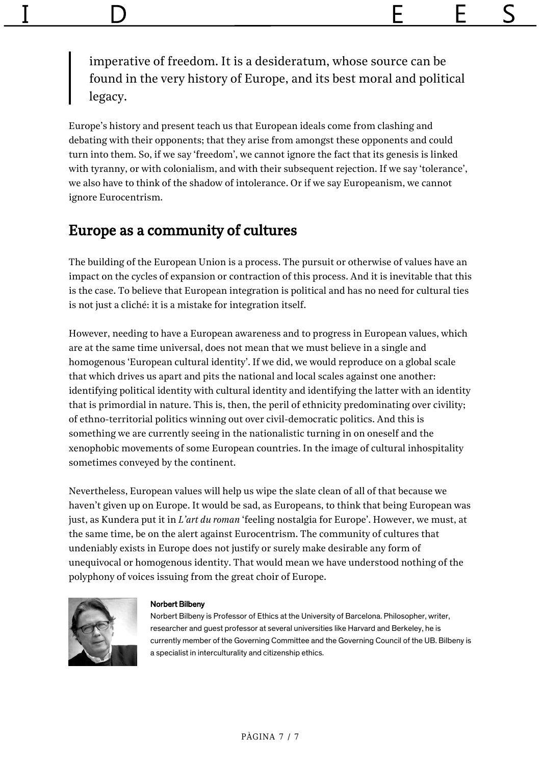> imperative of freedom. It is a desideratum, whose source can be found in the very history of Europe, and its best moral and political legacy.

Europe's history and present teach us that European ideals come from clashing and debating with their opponents; that they arise from amongst these opponents and could turn into them. So, if we say 'freedom', we cannot ignore the fact that its genesis is linked with tyranny, or with colonialism, and with their subsequent rejection. If we say 'tolerance', we also have to think of the shadow of intolerance. Or if we say Europeanism, we cannot ignore Eurocentrism.

## Europe as a community of cultures

The building of the European Union is a process. The pursuit or otherwise of values have an impact on the cycles of expansion or contraction of this process. And it is inevitable that this is the case. To believe that European integration is political and has no need for cultural ties is not just a cliché: it is a mistake for integration itself.

However, needing to have a European awareness and to progress in European values, which are at the same time universal, does not mean that we must believe in a single and homogenous 'European cultural identity'. If we did, we would reproduce on a global scale that which drives us apart and pits the national and local scales against one another: identifying political identity with cultural identity and identifying the latter with an identity that is primordial in nature. This is, then, the peril of ethnicity predominating over civility; of ethno-territorial politics winning out over civil-democratic politics. And this is something we are currently seeing in the nationalistic turning in on oneself and the xenophobic movements of some European countries. In the image of cultural inhospitality sometimes conveyed by the continent.

Nevertheless, European values will help us wipe the slate clean of all of that because we haven't given up on Europe. It would be sad, as Europeans, to think that being European was just, as Kundera put it in *L'art du roman* 'feeling nostalgia for Europe'. However, we must, at the same time, be on the alert against Eurocentrism. The community of cultures that undeniably exists in Europe does not justify or surely make desirable any form of unequivocal or homogenous identity. That would mean we have understood nothing of the polyphony of voices issuing from the great choir of Europe.

**Norbert Bilbeny**

Norbert Bilbeny is Professor of Ethics at the University of Barcelona. Philosopher, writer, researcher and guest professor at several universities like Harvard and Berkeley, he is currently member of the Governing Committee and the Governing Council of the UB. Bilbeny is a specialist in interculturality and citizenship ethics.